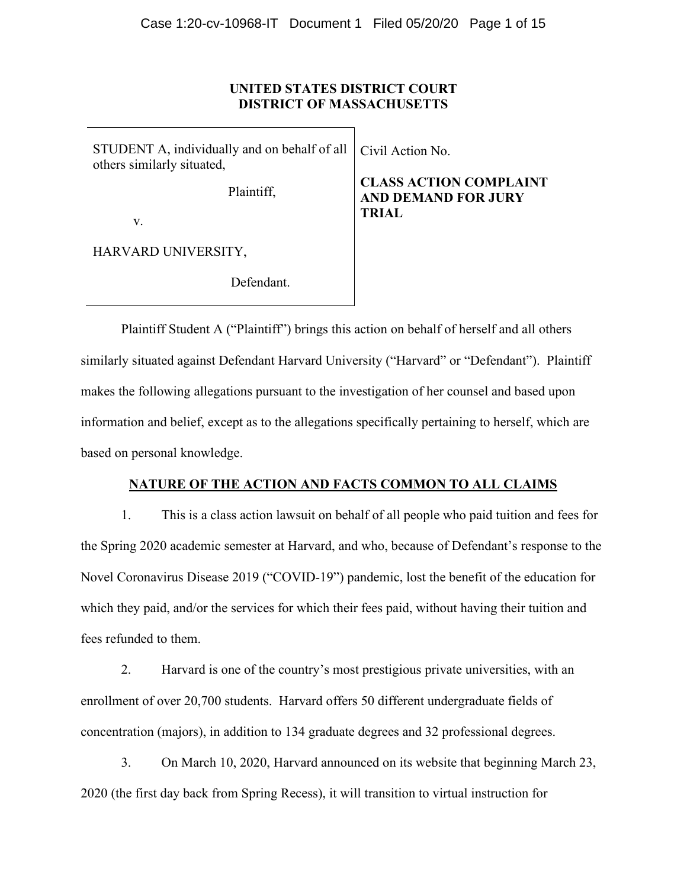**UNITED STATES DISTRICT COURT**
**DISTRICT OF MASSACHUSETTS**

| | |
|---|---|
| STUDENT A, individually and on behalf of all others similarly situated,<br><br>Plaintiff,<br><br>v.<br><br>HARVARD UNIVERSITY,<br><br>Defendant. | Civil Action No.<br><br>**CLASS ACTION COMPLAINT AND DEMAND FOR JURY TRIAL** |

Plaintiff Student A ("Plaintiff") brings this action on behalf of herself and all others similarly situated against Defendant Harvard University ("Harvard" or "Defendant"). Plaintiff makes the following allegations pursuant to the investigation of her counsel and based upon information and belief, except as to the allegations specifically pertaining to herself, which are based on personal knowledge.

## NATURE OF THE ACTION AND FACTS COMMON TO ALL CLAIMS

1. This is a class action lawsuit on behalf of all people who paid tuition and fees for the Spring 2020 academic semester at Harvard, and who, because of Defendant's response to the Novel Coronavirus Disease 2019 ("COVID-19") pandemic, lost the benefit of the education for which they paid, and/or the services for which their fees paid, without having their tuition and fees refunded to them.

2. Harvard is one of the country's most prestigious private universities, with an enrollment of over 20,700 students. Harvard offers 50 different undergraduate fields of concentration (majors), in addition to 134 graduate degrees and 32 professional degrees.

3. On March 10, 2020, Harvard announced on its website that beginning March 23, 2020 (the first day back from Spring Recess), it will transition to virtual instruction for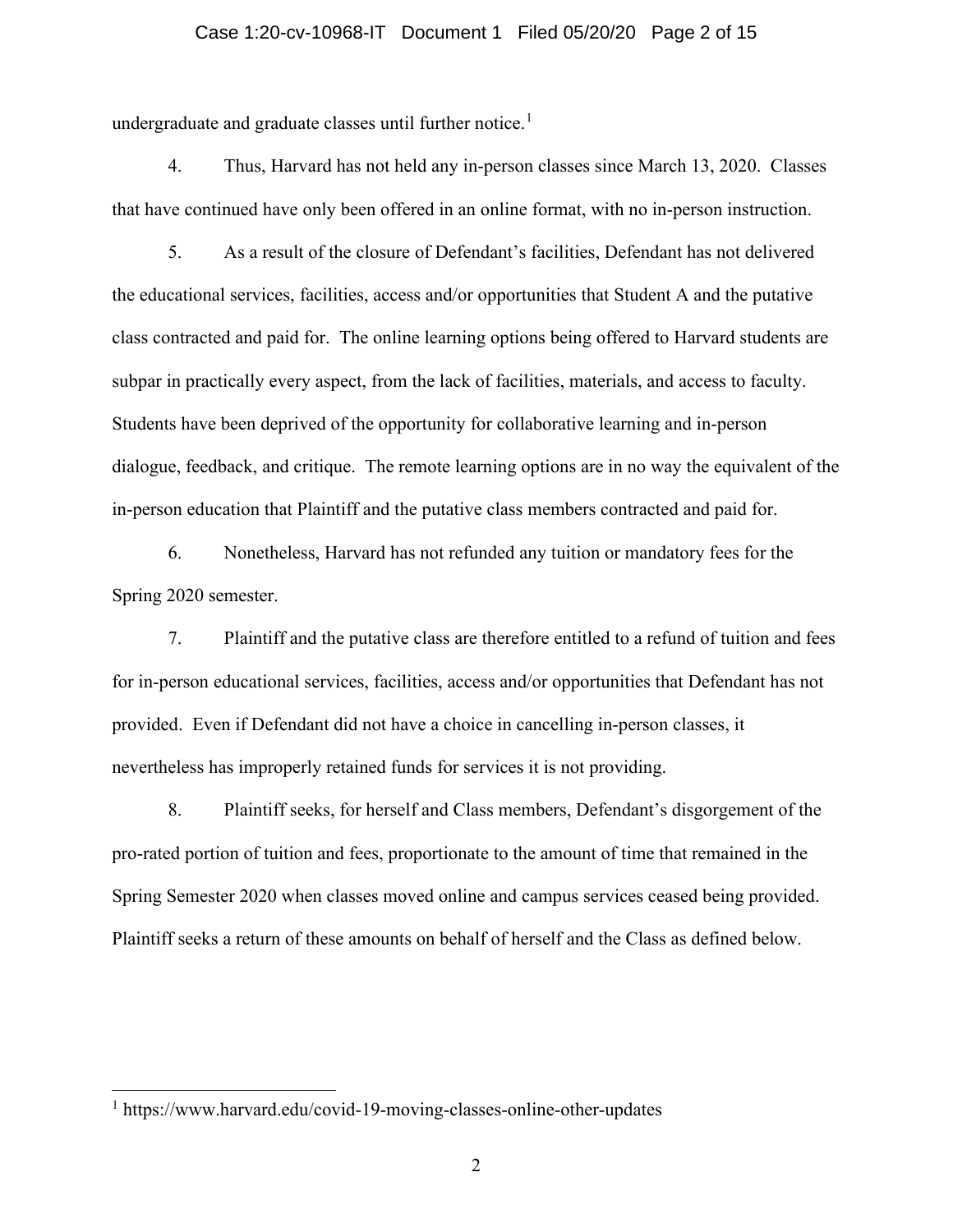undergraduate and graduate classes until further notice.[1]

4. Thus, Harvard has not held any in-person classes since March 13, 2020. Classes that have continued have only been offered in an online format, with no in-person instruction.

5. As a result of the closure of Defendant's facilities, Defendant has not delivered the educational services, facilities, access and/or opportunities that Student A and the putative class contracted and paid for. The online learning options being offered to Harvard students are subpar in practically every aspect, from the lack of facilities, materials, and access to faculty. Students have been deprived of the opportunity for collaborative learning and in-person dialogue, feedback, and critique. The remote learning options are in no way the equivalent of the in-person education that Plaintiff and the putative class members contracted and paid for.

6. Nonetheless, Harvard has not refunded any tuition or mandatory fees for the Spring 2020 semester.

7. Plaintiff and the putative class are therefore entitled to a refund of tuition and fees for in-person educational services, facilities, access and/or opportunities that Defendant has not provided. Even if Defendant did not have a choice in cancelling in-person classes, it nevertheless has improperly retained funds for services it is not providing.

8. Plaintiff seeks, for herself and Class members, Defendant's disgorgement of the pro-rated portion of tuition and fees, proportionate to the amount of time that remained in the Spring Semester 2020 when classes moved online and campus services ceased being provided. Plaintiff seeks a return of these amounts on behalf of herself and the Class as defined below.

---

[1] https://www.harvard.edu/covid-19-moving-classes-online-other-updates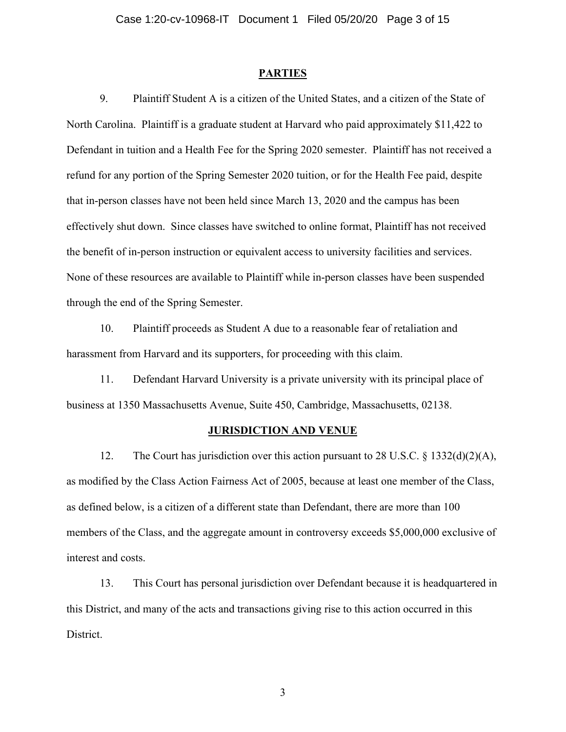## PARTIES

9. Plaintiff Student A is a citizen of the United States, and a citizen of the State of North Carolina. Plaintiff is a graduate student at Harvard who paid approximately $11,422 to Defendant in tuition and a Health Fee for the Spring 2020 semester. Plaintiff has not received a refund for any portion of the Spring Semester 2020 tuition, or for the Health Fee paid, despite that in-person classes have not been held since March 13, 2020 and the campus has been effectively shut down. Since classes have switched to online format, Plaintiff has not received the benefit of in-person instruction or equivalent access to university facilities and services. None of these resources are available to Plaintiff while in-person classes have been suspended through the end of the Spring Semester.

10. Plaintiff proceeds as Student A due to a reasonable fear of retaliation and harassment from Harvard and its supporters, for proceeding with this claim.

11. Defendant Harvard University is a private university with its principal place of business at 1350 Massachusetts Avenue, Suite 450, Cambridge, Massachusetts, 02138.

## JURISDICTION AND VENUE

12. The Court has jurisdiction over this action pursuant to 28 U.S.C. § 1332(d)(2)(A), as modified by the Class Action Fairness Act of 2005, because at least one member of the Class, as defined below, is a citizen of a different state than Defendant, there are more than 100 members of the Class, and the aggregate amount in controversy exceeds $5,000,000 exclusive of interest and costs.

13. This Court has personal jurisdiction over Defendant because it is headquartered in this District, and many of the acts and transactions giving rise to this action occurred in this District.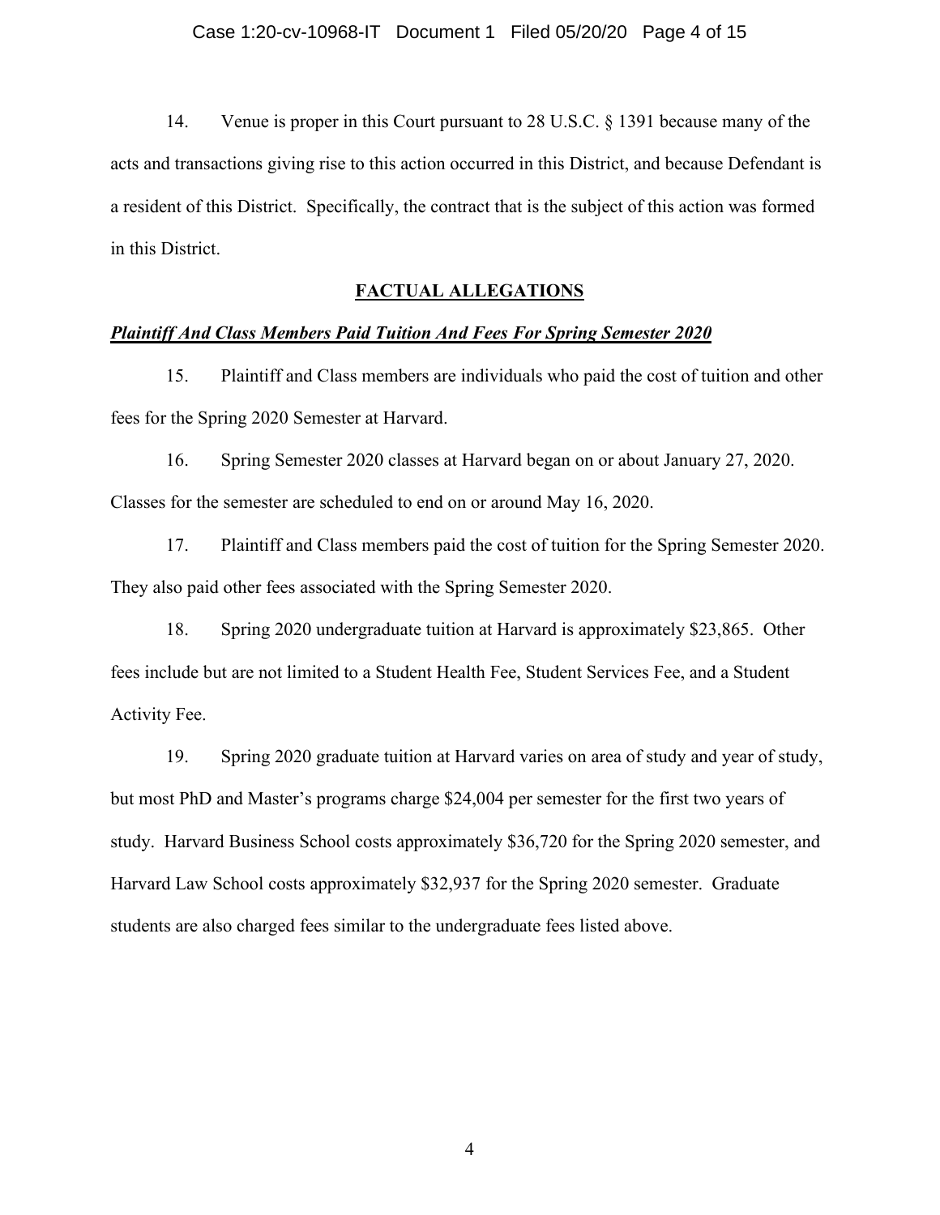14. Venue is proper in this Court pursuant to 28 U.S.C. § 1391 because many of the acts and transactions giving rise to this action occurred in this District, and because Defendant is a resident of this District. Specifically, the contract that is the subject of this action was formed in this District.

## FACTUAL ALLEGATIONS

***Plaintiff And Class Members Paid Tuition And Fees For Spring Semester 2020***

15. Plaintiff and Class members are individuals who paid the cost of tuition and other fees for the Spring 2020 Semester at Harvard.

16. Spring Semester 2020 classes at Harvard began on or about January 27, 2020. Classes for the semester are scheduled to end on or around May 16, 2020.

17. Plaintiff and Class members paid the cost of tuition for the Spring Semester 2020. They also paid other fees associated with the Spring Semester 2020.

18. Spring 2020 undergraduate tuition at Harvard is approximately $23,865. Other fees include but are not limited to a Student Health Fee, Student Services Fee, and a Student Activity Fee.

19. Spring 2020 graduate tuition at Harvard varies on area of study and year of study, but most PhD and Master's programs charge $24,004 per semester for the first two years of study. Harvard Business School costs approximately $36,720 for the Spring 2020 semester, and Harvard Law School costs approximately $32,937 for the Spring 2020 semester. Graduate students are also charged fees similar to the undergraduate fees listed above.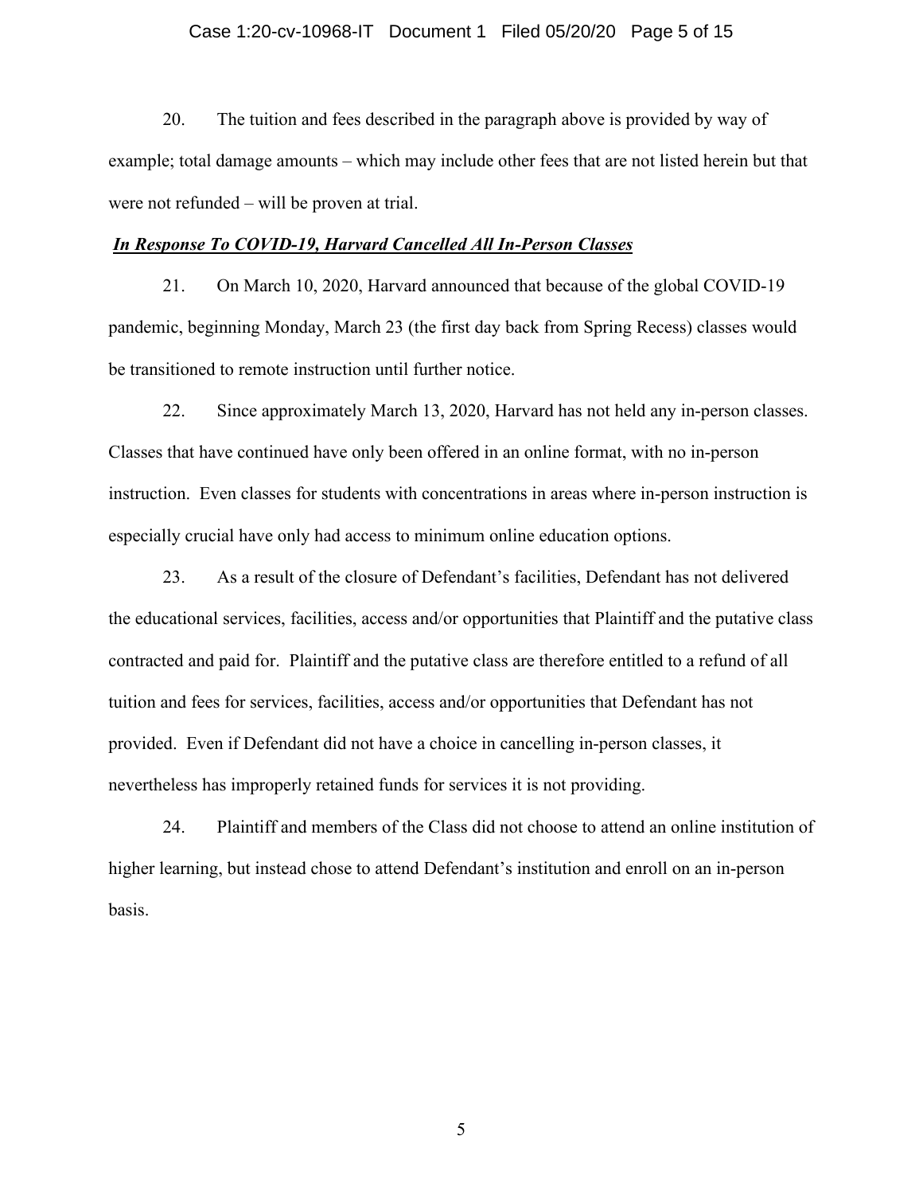20. The tuition and fees described in the paragraph above is provided by way of example; total damage amounts – which may include other fees that are not listed herein but that were not refunded – will be proven at trial.

***In Response To COVID-19, Harvard Cancelled All In-Person Classes***

21. On March 10, 2020, Harvard announced that because of the global COVID-19 pandemic, beginning Monday, March 23 (the first day back from Spring Recess) classes would be transitioned to remote instruction until further notice.

22. Since approximately March 13, 2020, Harvard has not held any in-person classes. Classes that have continued have only been offered in an online format, with no in-person instruction. Even classes for students with concentrations in areas where in-person instruction is especially crucial have only had access to minimum online education options.

23. As a result of the closure of Defendant's facilities, Defendant has not delivered the educational services, facilities, access and/or opportunities that Plaintiff and the putative class contracted and paid for. Plaintiff and the putative class are therefore entitled to a refund of all tuition and fees for services, facilities, access and/or opportunities that Defendant has not provided. Even if Defendant did not have a choice in cancelling in-person classes, it nevertheless has improperly retained funds for services it is not providing.

24. Plaintiff and members of the Class did not choose to attend an online institution of higher learning, but instead chose to attend Defendant's institution and enroll on an in-person basis.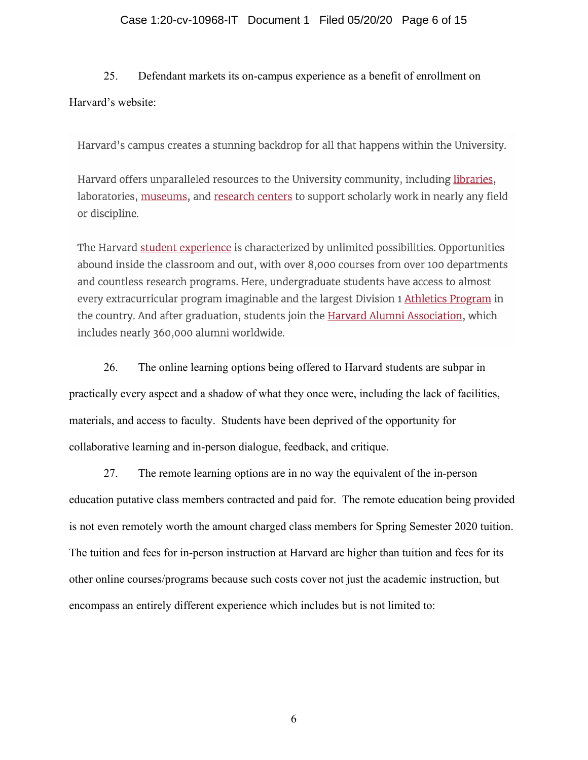25. Defendant markets its on-campus experience as a benefit of enrollment on Harvard's website:

> Harvard's campus creates a stunning backdrop for all that happens within the University.
>
> Harvard offers unparalleled resources to the University community, including libraries, laboratories, museums, and research centers to support scholarly work in nearly any field or discipline.
>
> The Harvard student experience is characterized by unlimited possibilities. Opportunities abound inside the classroom and out, with over 8,000 courses from over 100 departments and countless research programs. Here, undergraduate students have access to almost every extracurricular program imaginable and the largest Division 1 Athletics Program in the country. And after graduation, students join the Harvard Alumni Association, which includes nearly 360,000 alumni worldwide.

26. The online learning options being offered to Harvard students are subpar in practically every aspect and a shadow of what they once were, including the lack of facilities, materials, and access to faculty. Students have been deprived of the opportunity for collaborative learning and in-person dialogue, feedback, and critique.

27. The remote learning options are in no way the equivalent of the in-person education putative class members contracted and paid for. The remote education being provided is not even remotely worth the amount charged class members for Spring Semester 2020 tuition. The tuition and fees for in-person instruction at Harvard are higher than tuition and fees for its other online courses/programs because such costs cover not just the academic instruction, but encompass an entirely different experience which includes but is not limited to: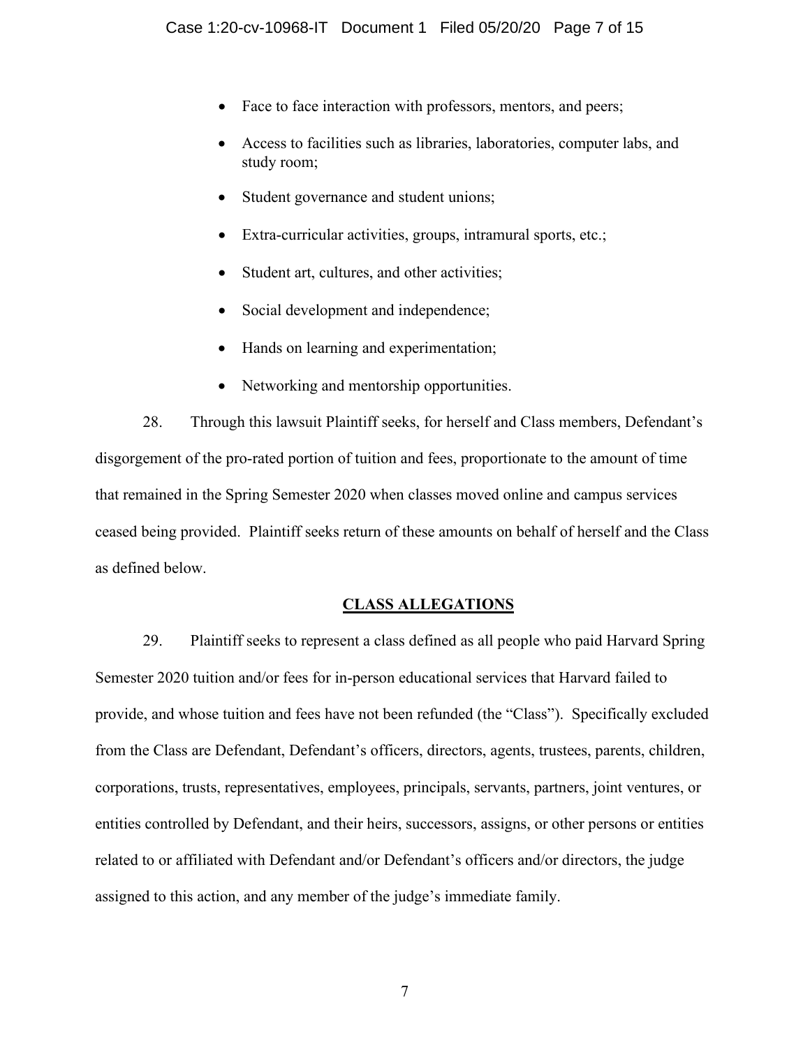- Face to face interaction with professors, mentors, and peers;
- Access to facilities such as libraries, laboratories, computer labs, and study room;
- Student governance and student unions;
- Extra-curricular activities, groups, intramural sports, etc.;
- Student art, cultures, and other activities;
- Social development and independence;
- Hands on learning and experimentation;
- Networking and mentorship opportunities.

28. Through this lawsuit Plaintiff seeks, for herself and Class members, Defendant's disgorgement of the pro-rated portion of tuition and fees, proportionate to the amount of time that remained in the Spring Semester 2020 when classes moved online and campus services ceased being provided. Plaintiff seeks return of these amounts on behalf of herself and the Class as defined below.

## CLASS ALLEGATIONS

29. Plaintiff seeks to represent a class defined as all people who paid Harvard Spring Semester 2020 tuition and/or fees for in-person educational services that Harvard failed to provide, and whose tuition and fees have not been refunded (the "Class"). Specifically excluded from the Class are Defendant, Defendant's officers, directors, agents, trustees, parents, children, corporations, trusts, representatives, employees, principals, servants, partners, joint ventures, or entities controlled by Defendant, and their heirs, successors, assigns, or other persons or entities related to or affiliated with Defendant and/or Defendant's officers and/or directors, the judge assigned to this action, and any member of the judge's immediate family.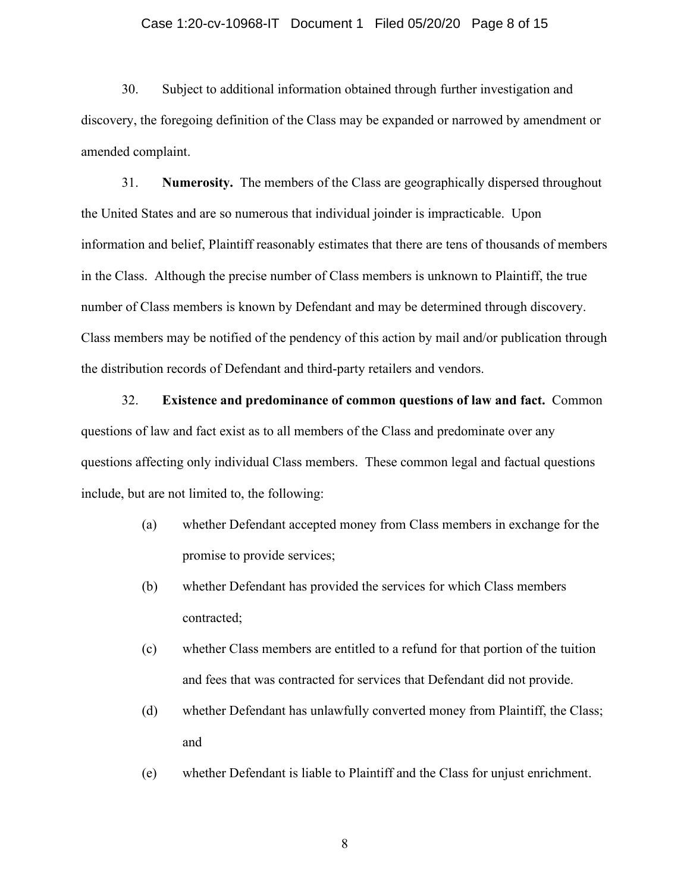30. Subject to additional information obtained through further investigation and discovery, the foregoing definition of the Class may be expanded or narrowed by amendment or amended complaint.

31. **Numerosity.** The members of the Class are geographically dispersed throughout the United States and are so numerous that individual joinder is impracticable. Upon information and belief, Plaintiff reasonably estimates that there are tens of thousands of members in the Class. Although the precise number of Class members is unknown to Plaintiff, the true number of Class members is known by Defendant and may be determined through discovery. Class members may be notified of the pendency of this action by mail and/or publication through the distribution records of Defendant and third-party retailers and vendors.

32. **Existence and predominance of common questions of law and fact.** Common questions of law and fact exist as to all members of the Class and predominate over any questions affecting only individual Class members. These common legal and factual questions include, but are not limited to, the following:

(a) whether Defendant accepted money from Class members in exchange for the promise to provide services;

(b) whether Defendant has provided the services for which Class members contracted;

(c) whether Class members are entitled to a refund for that portion of the tuition and fees that was contracted for services that Defendant did not provide.

(d) whether Defendant has unlawfully converted money from Plaintiff, the Class; and

(e) whether Defendant is liable to Plaintiff and the Class for unjust enrichment.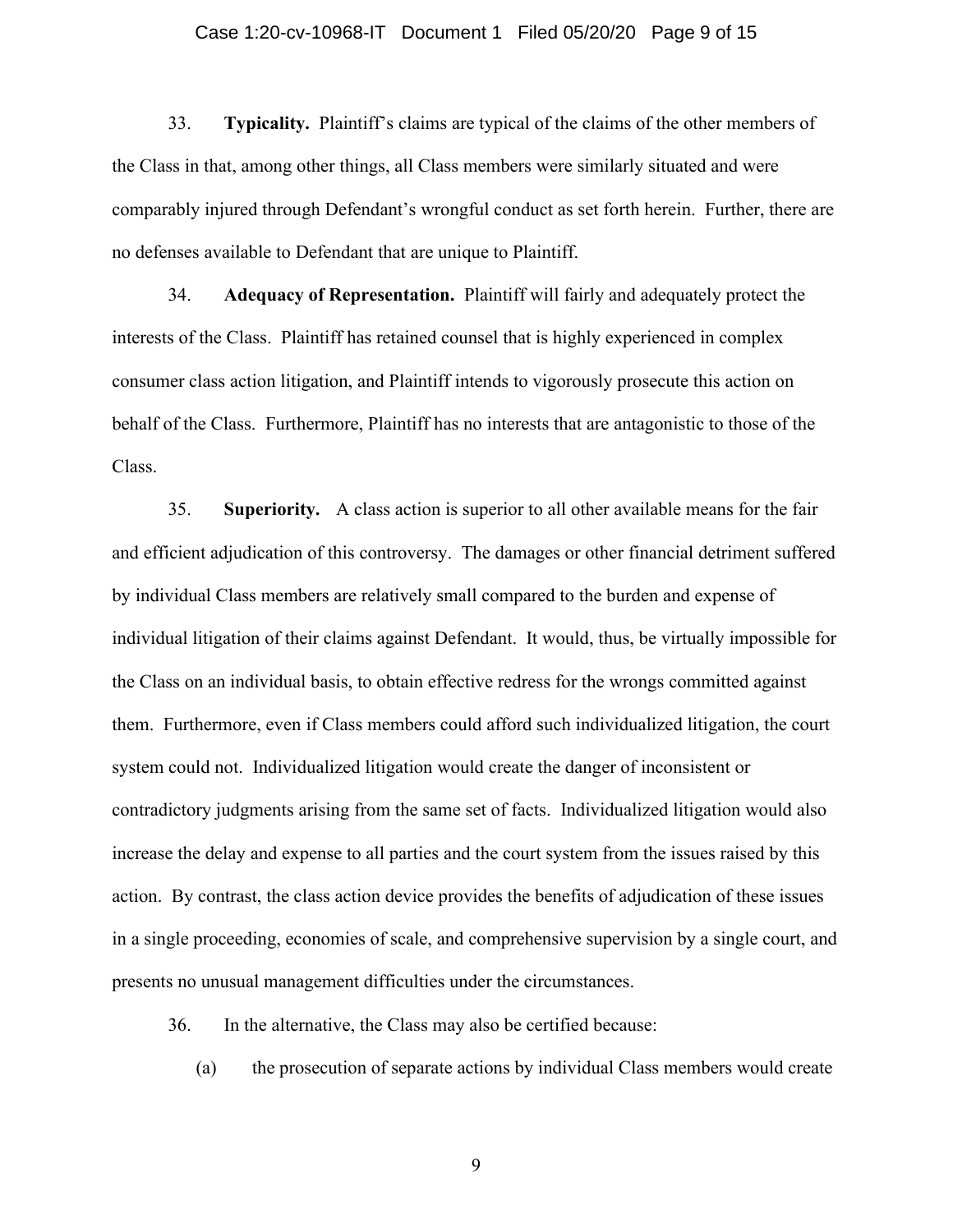33. **Typicality.** Plaintiff's claims are typical of the claims of the other members of the Class in that, among other things, all Class members were similarly situated and were comparably injured through Defendant's wrongful conduct as set forth herein. Further, there are no defenses available to Defendant that are unique to Plaintiff.

34. **Adequacy of Representation.** Plaintiff will fairly and adequately protect the interests of the Class. Plaintiff has retained counsel that is highly experienced in complex consumer class action litigation, and Plaintiff intends to vigorously prosecute this action on behalf of the Class. Furthermore, Plaintiff has no interests that are antagonistic to those of the Class.

35. **Superiority.** A class action is superior to all other available means for the fair and efficient adjudication of this controversy. The damages or other financial detriment suffered by individual Class members are relatively small compared to the burden and expense of individual litigation of their claims against Defendant. It would, thus, be virtually impossible for the Class on an individual basis, to obtain effective redress for the wrongs committed against them. Furthermore, even if Class members could afford such individualized litigation, the court system could not. Individualized litigation would create the danger of inconsistent or contradictory judgments arising from the same set of facts. Individualized litigation would also increase the delay and expense to all parties and the court system from the issues raised by this action. By contrast, the class action device provides the benefits of adjudication of these issues in a single proceeding, economies of scale, and comprehensive supervision by a single court, and presents no unusual management difficulties under the circumstances.

36. In the alternative, the Class may also be certified because:

(a) the prosecution of separate actions by individual Class members would create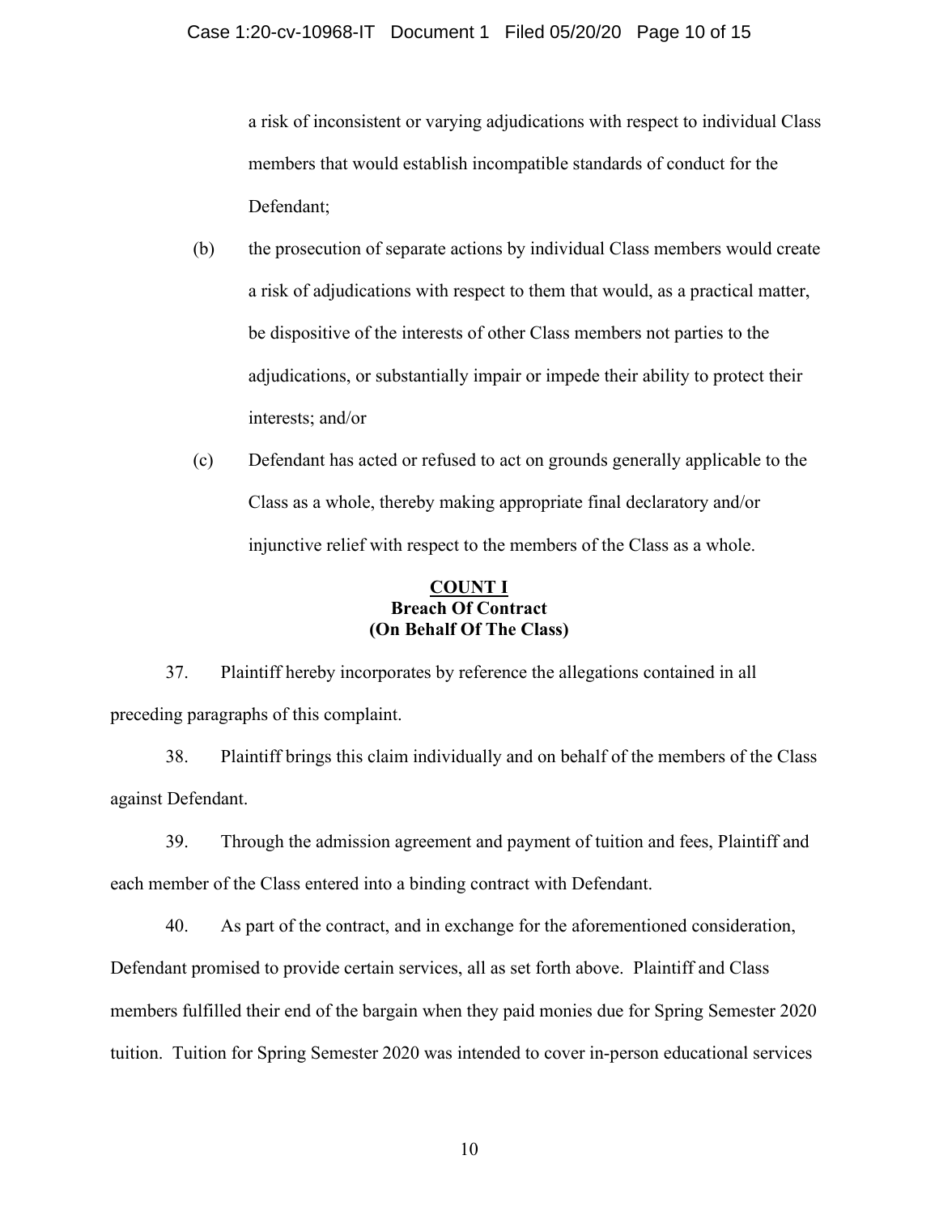a risk of inconsistent or varying adjudications with respect to individual Class members that would establish incompatible standards of conduct for the Defendant;

(b) the prosecution of separate actions by individual Class members would create a risk of adjudications with respect to them that would, as a practical matter, be dispositive of the interests of other Class members not parties to the adjudications, or substantially impair or impede their ability to protect their interests; and/or

(c) Defendant has acted or refused to act on grounds generally applicable to the Class as a whole, thereby making appropriate final declaratory and/or injunctive relief with respect to the members of the Class as a whole.

## COUNT I
## Breach Of Contract
## (On Behalf Of The Class)

37. Plaintiff hereby incorporates by reference the allegations contained in all preceding paragraphs of this complaint.

38. Plaintiff brings this claim individually and on behalf of the members of the Class against Defendant.

39. Through the admission agreement and payment of tuition and fees, Plaintiff and each member of the Class entered into a binding contract with Defendant.

40. As part of the contract, and in exchange for the aforementioned consideration, Defendant promised to provide certain services, all as set forth above. Plaintiff and Class members fulfilled their end of the bargain when they paid monies due for Spring Semester 2020 tuition. Tuition for Spring Semester 2020 was intended to cover in-person educational services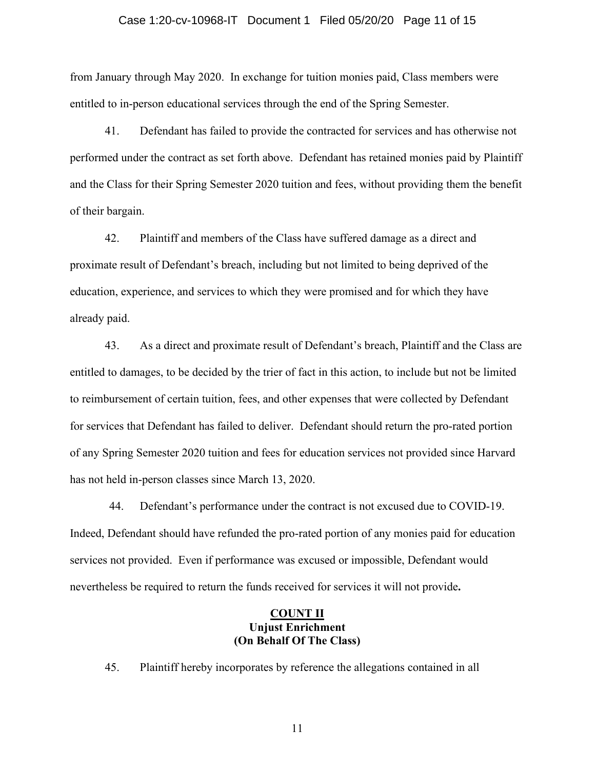from January through May 2020. In exchange for tuition monies paid, Class members were entitled to in-person educational services through the end of the Spring Semester.

41. Defendant has failed to provide the contracted for services and has otherwise not performed under the contract as set forth above. Defendant has retained monies paid by Plaintiff and the Class for their Spring Semester 2020 tuition and fees, without providing them the benefit of their bargain.

42. Plaintiff and members of the Class have suffered damage as a direct and proximate result of Defendant's breach, including but not limited to being deprived of the education, experience, and services to which they were promised and for which they have already paid.

43. As a direct and proximate result of Defendant's breach, Plaintiff and the Class are entitled to damages, to be decided by the trier of fact in this action, to include but not be limited to reimbursement of certain tuition, fees, and other expenses that were collected by Defendant for services that Defendant has failed to deliver. Defendant should return the pro-rated portion of any Spring Semester 2020 tuition and fees for education services not provided since Harvard has not held in-person classes since March 13, 2020.

44. Defendant's performance under the contract is not excused due to COVID-19. Indeed, Defendant should have refunded the pro-rated portion of any monies paid for education services not provided. Even if performance was excused or impossible, Defendant would nevertheless be required to return the funds received for services it will not provide**.**

**COUNT II**
**Unjust Enrichment**
**(On Behalf Of The Class)**

45. Plaintiff hereby incorporates by reference the allegations contained in all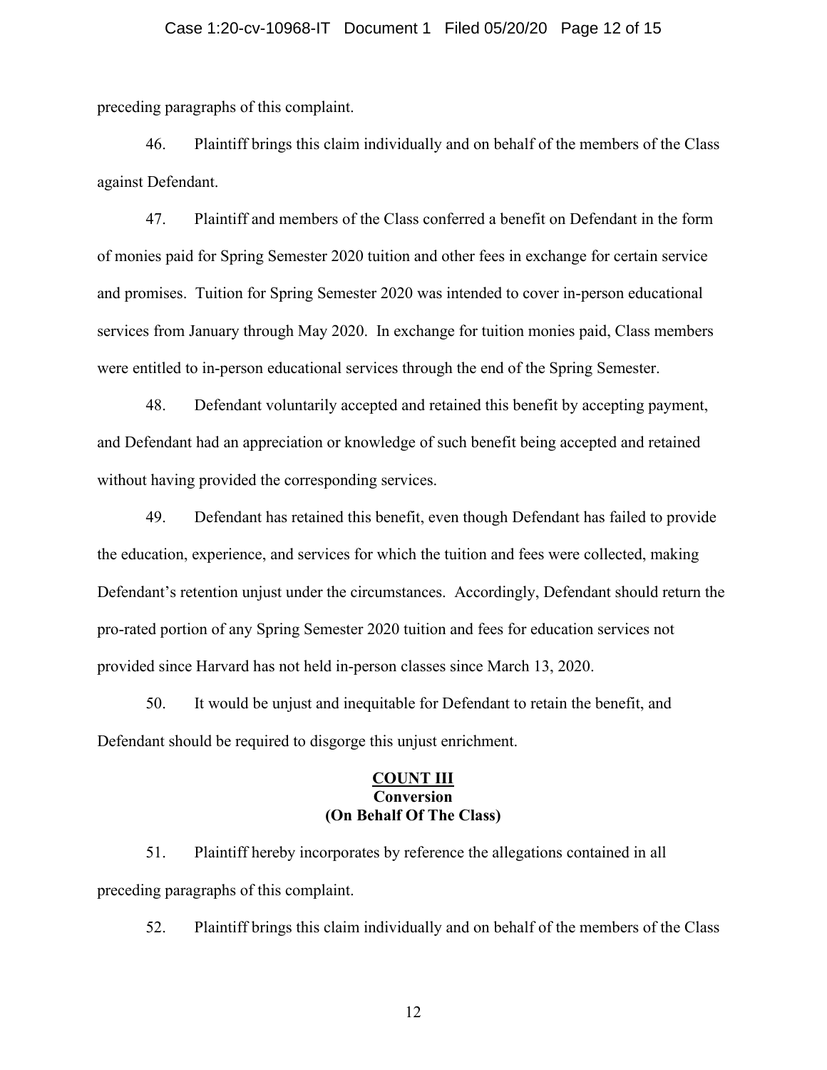preceding paragraphs of this complaint.

46. Plaintiff brings this claim individually and on behalf of the members of the Class against Defendant.

47. Plaintiff and members of the Class conferred a benefit on Defendant in the form of monies paid for Spring Semester 2020 tuition and other fees in exchange for certain service and promises. Tuition for Spring Semester 2020 was intended to cover in-person educational services from January through May 2020. In exchange for tuition monies paid, Class members were entitled to in-person educational services through the end of the Spring Semester.

48. Defendant voluntarily accepted and retained this benefit by accepting payment, and Defendant had an appreciation or knowledge of such benefit being accepted and retained without having provided the corresponding services.

49. Defendant has retained this benefit, even though Defendant has failed to provide the education, experience, and services for which the tuition and fees were collected, making Defendant's retention unjust under the circumstances. Accordingly, Defendant should return the pro-rated portion of any Spring Semester 2020 tuition and fees for education services not provided since Harvard has not held in-person classes since March 13, 2020.

50. It would be unjust and inequitable for Defendant to retain the benefit, and Defendant should be required to disgorge this unjust enrichment.

**COUNT III**
**Conversion**
**(On Behalf Of The Class)**

51. Plaintiff hereby incorporates by reference the allegations contained in all preceding paragraphs of this complaint.

52. Plaintiff brings this claim individually and on behalf of the members of the Class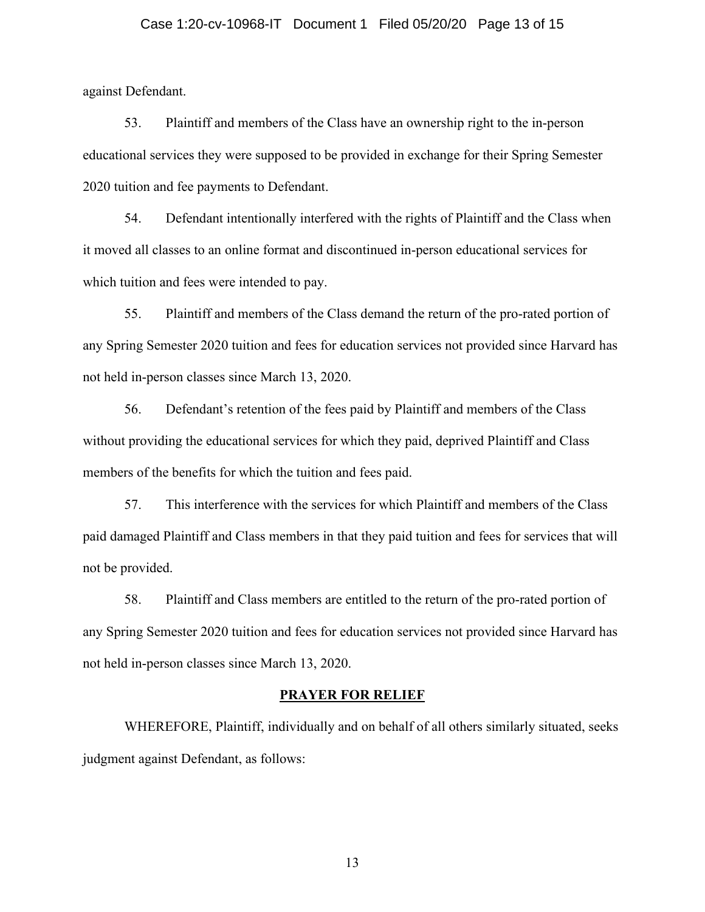against Defendant.

53. Plaintiff and members of the Class have an ownership right to the in-person educational services they were supposed to be provided in exchange for their Spring Semester 2020 tuition and fee payments to Defendant.

54. Defendant intentionally interfered with the rights of Plaintiff and the Class when it moved all classes to an online format and discontinued in-person educational services for which tuition and fees were intended to pay.

55. Plaintiff and members of the Class demand the return of the pro-rated portion of any Spring Semester 2020 tuition and fees for education services not provided since Harvard has not held in-person classes since March 13, 2020.

56. Defendant's retention of the fees paid by Plaintiff and members of the Class without providing the educational services for which they paid, deprived Plaintiff and Class members of the benefits for which the tuition and fees paid.

57. This interference with the services for which Plaintiff and members of the Class paid damaged Plaintiff and Class members in that they paid tuition and fees for services that will not be provided.

58. Plaintiff and Class members are entitled to the return of the pro-rated portion of any Spring Semester 2020 tuition and fees for education services not provided since Harvard has not held in-person classes since March 13, 2020.

## PRAYER FOR RELIEF

WHEREFORE, Plaintiff, individually and on behalf of all others similarly situated, seeks judgment against Defendant, as follows: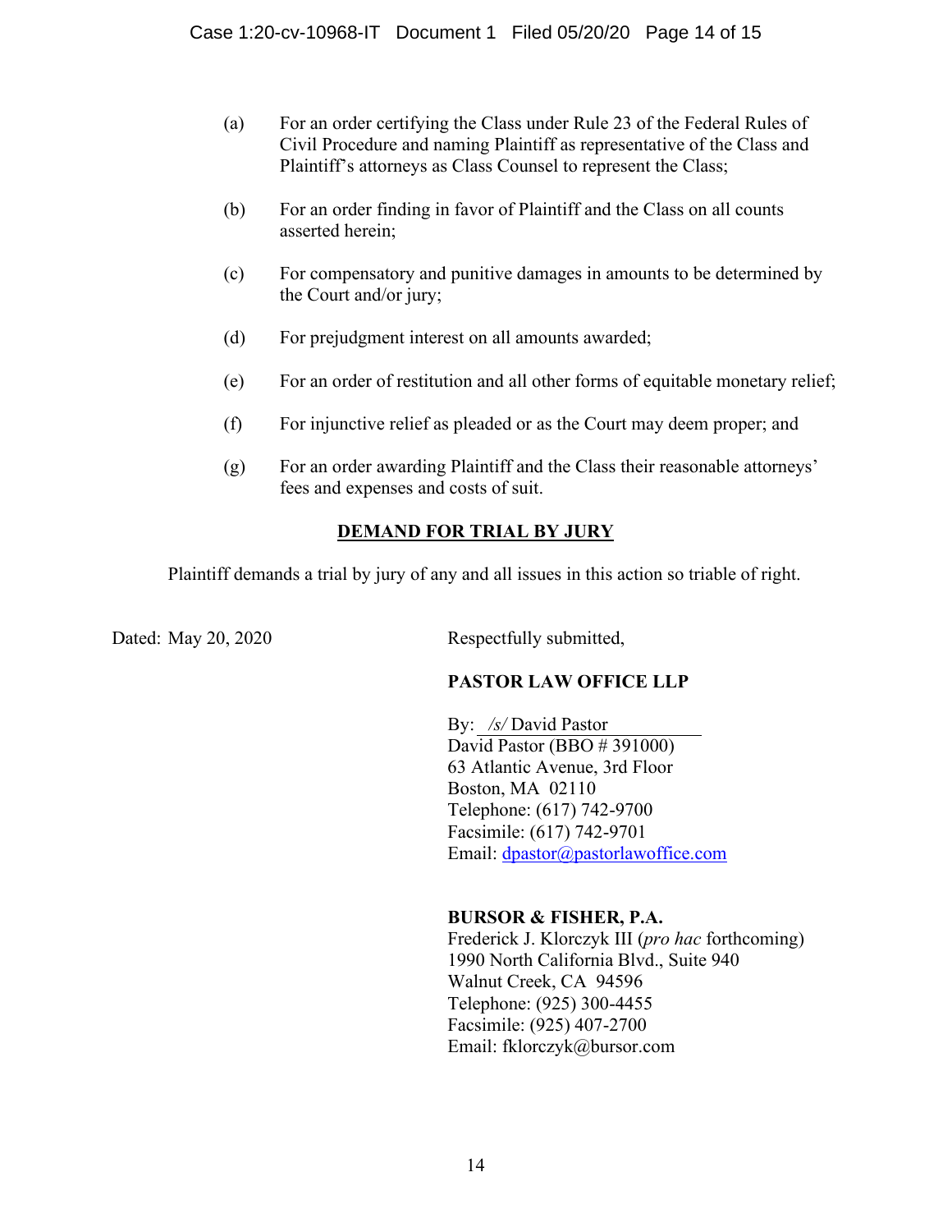(a) For an order certifying the Class under Rule 23 of the Federal Rules of Civil Procedure and naming Plaintiff as representative of the Class and Plaintiff's attorneys as Class Counsel to represent the Class;

(b) For an order finding in favor of Plaintiff and the Class on all counts asserted herein;

(c) For compensatory and punitive damages in amounts to be determined by the Court and/or jury;

(d) For prejudgment interest on all amounts awarded;

(e) For an order of restitution and all other forms of equitable monetary relief;

(f) For injunctive relief as pleaded or as the Court may deem proper; and

(g) For an order awarding Plaintiff and the Class their reasonable attorneys' fees and expenses and costs of suit.

**DEMAND FOR TRIAL BY JURY**

Plaintiff demands a trial by jury of any and all issues in this action so triable of right.

Dated: May 20, 2020

Respectfully submitted,

**PASTOR LAW OFFICE LLP**

By: */s/* David Pastor
David Pastor (BBO # 391000)
63 Atlantic Avenue, 3rd Floor
Boston, MA 02110
Telephone: (617) 742-9700
Facsimile: (617) 742-9701
Email: dpastor@pastorlawoffice.com

**BURSOR & FISHER, P.A.**
Frederick J. Klorczyk III (*pro hac* forthcoming)
1990 North California Blvd., Suite 940
Walnut Creek, CA 94596
Telephone: (925) 300-4455
Facsimile: (925) 407-2700
Email: fklorczyk@bursor.com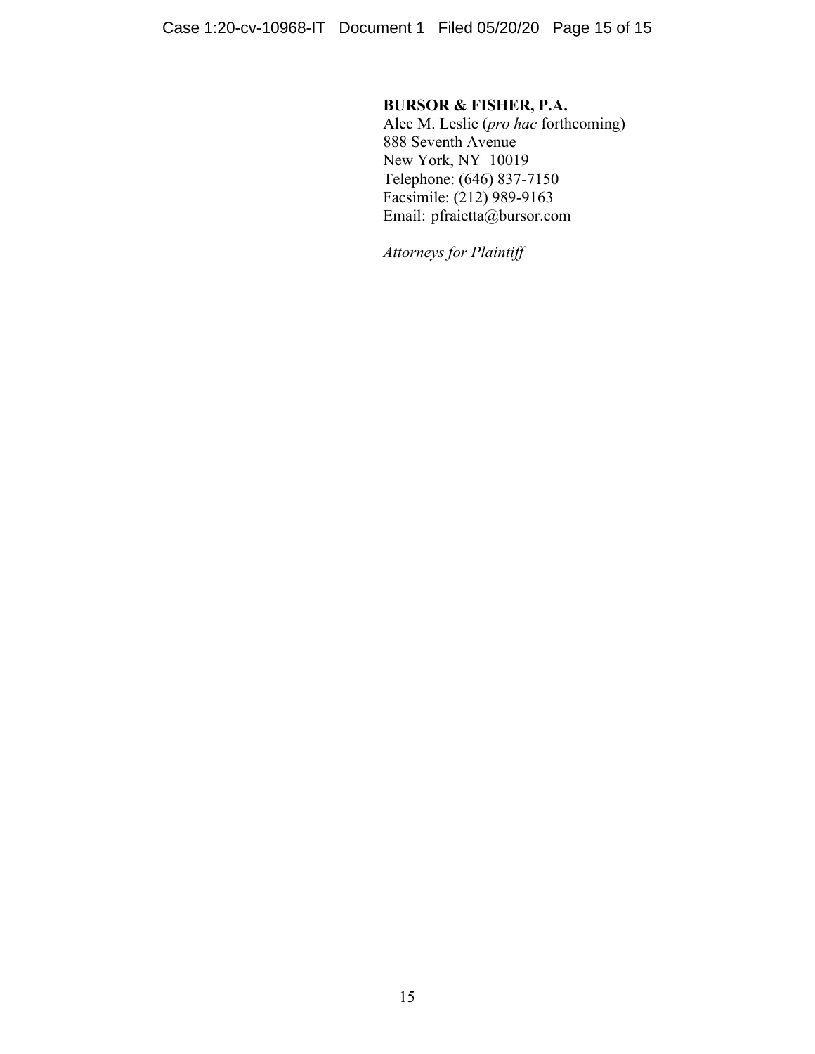**BURSOR & FISHER, P.A.**
Alec M. Leslie (*pro hac* forthcoming)
888 Seventh Avenue
New York, NY 10019
Telephone: (646) 837-7150
Facsimile: (212) 989-9163
Email: pfraietta@bursor.com

*Attorneys for Plaintiff*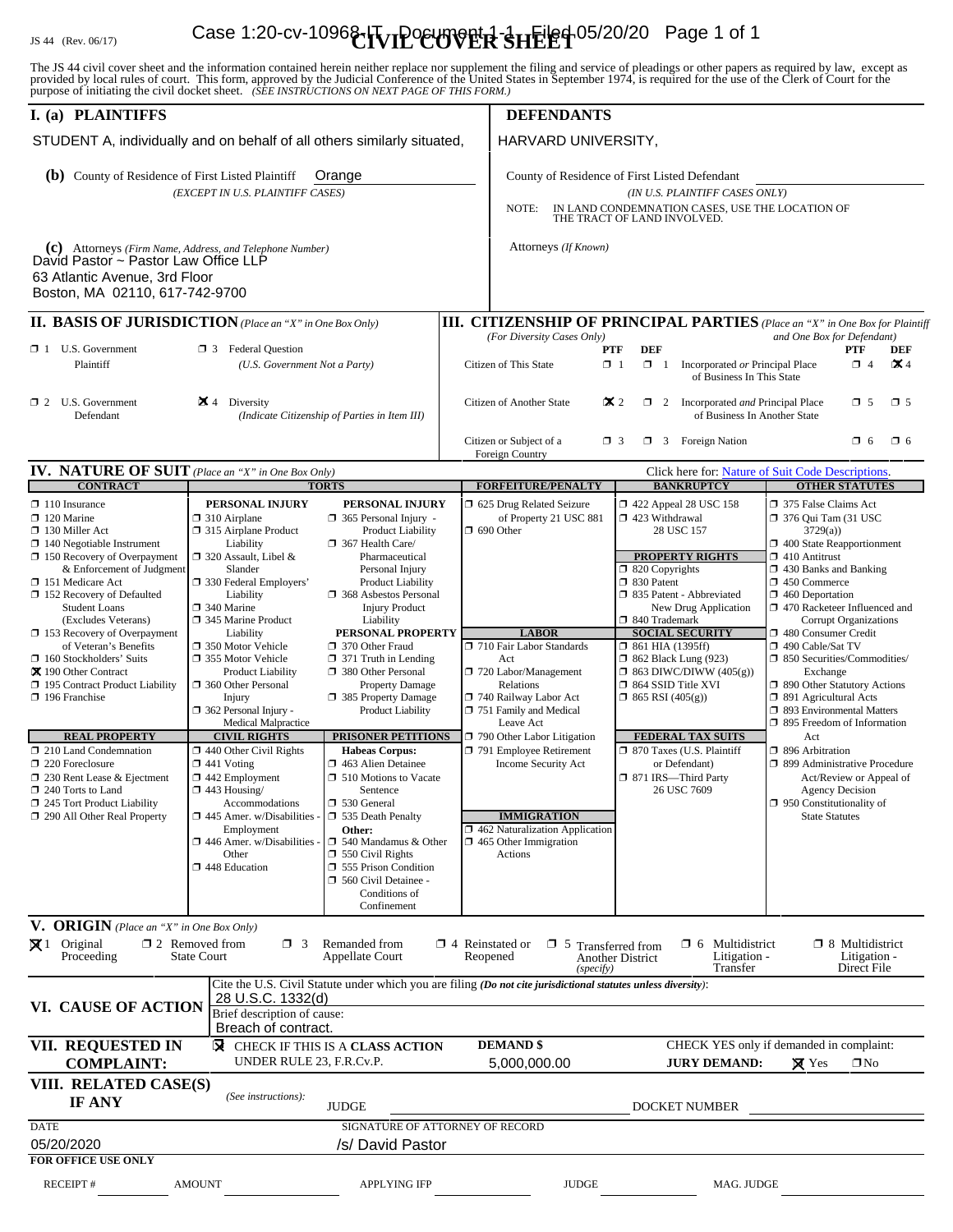JS 44 (Rev. 06/17)

# CIVIL COVER SHEET

The JS 44 civil cover sheet and the information contained herein neither replace nor supplement the filing and service of pleadings or other papers as required by law, except as provided by local rules of court. This form, approved by the Judicial Conference of the United States in September 1974, is required for the use of the Clerk of Court for the purpose of initiating the civil docket sheet. *(SEE INSTRUCTIONS ON NEXT PAGE OF THIS FORM.)*

## I. (a) PLAINTIFFS

STUDENT A, individually and on behalf of all others similarly situated,

**(b)** County of Residence of First Listed Plaintiff: Orange
*(EXCEPT IN U.S. PLAINTIFF CASES)*

**(c)** Attorneys *(Firm Name, Address, and Telephone Number)*
David Pastor ~ Pastor Law Office LLP
63 Atlantic Avenue, 3rd Floor
Boston, MA 02110, 617-742-9700

## DEFENDANTS

HARVARD UNIVERSITY,

County of Residence of First Listed Defendant
*(IN U.S. PLAINTIFF CASES ONLY)*

NOTE: IN LAND CONDEMNATION CASES, USE THE LOCATION OF THE TRACT OF LAND INVOLVED.

Attorneys *(If Known)*

## II. BASIS OF JURISDICTION *(Place an "X" in One Box Only)*

- ☐ 1 U.S. Government Plaintiff
- ☐ 3 Federal Question *(U.S. Government Not a Party)*
- ☐ 2 U.S. Government Defendant
- ☒ 4 Diversity *(Indicate Citizenship of Parties in Item III)*

## III. CITIZENSHIP OF PRINCIPAL PARTIES *(Place an "X" in One Box for Plaintiff and One Box for Defendant)*
*(For Diversity Cases Only)*

| | PTF | DEF | | PTF | DEF |
|---|---|---|---|---|---|
| Citizen of This State | ☐ 1 | ☐ 1 | Incorporated *or* Principal Place of Business In This State | ☐ 4 | ☒ 4 |
| Citizen of Another State | ☒ 2 | ☐ 2 | Incorporated *and* Principal Place of Business In Another State | ☐ 5 | ☐ 5 |
| Citizen or Subject of a Foreign Country | ☐ 3 | ☐ 3 | Foreign Nation | ☐ 6 | ☐ 6 |

## IV. NATURE OF SUIT *(Place an "X" in One Box Only)*

Click here for: Nature of Suit Code Descriptions.

**CONTRACT**
- ☐ 110 Insurance
- ☐ 120 Marine
- ☐ 130 Miller Act
- ☐ 140 Negotiable Instrument
- ☐ 150 Recovery of Overpayment & Enforcement of Judgment
- ☐ 151 Medicare Act
- ☐ 152 Recovery of Defaulted Student Loans (Excludes Veterans)
- ☐ 153 Recovery of Overpayment of Veteran's Benefits
- ☐ 160 Stockholders' Suits
- ☒ 190 Other Contract
- ☐ 195 Contract Product Liability
- ☐ 196 Franchise

**REAL PROPERTY**
- ☐ 210 Land Condemnation
- ☐ 220 Foreclosure
- ☐ 230 Rent Lease & Ejectment
- ☐ 240 Torts to Land
- ☐ 245 Tort Product Liability
- ☐ 290 All Other Real Property

**TORTS — PERSONAL INJURY**
- ☐ 310 Airplane
- ☐ 315 Airplane Product Liability
- ☐ 320 Assault, Libel & Slander
- ☐ 330 Federal Employers' Liability
- ☐ 340 Marine
- ☐ 345 Marine Product Liability
- ☐ 350 Motor Vehicle
- ☐ 355 Motor Vehicle Product Liability
- ☐ 360 Other Personal Injury
- ☐ 362 Personal Injury - Medical Malpractice

**TORTS — PERSONAL INJURY**
- ☐ 365 Personal Injury - Product Liability
- ☐ 367 Health Care/ Pharmaceutical Personal Injury Product Liability
- ☐ 368 Asbestos Personal Injury Product Liability

**PERSONAL PROPERTY**
- ☐ 370 Other Fraud
- ☐ 371 Truth in Lending
- ☐ 380 Other Personal Property Damage
- ☐ 385 Property Damage Product Liability

**CIVIL RIGHTS**
- ☐ 440 Other Civil Rights
- ☐ 441 Voting
- ☐ 442 Employment
- ☐ 443 Housing/ Accommodations
- ☐ 445 Amer. w/Disabilities - Employment
- ☐ 446 Amer. w/Disabilities - Other
- ☐ 448 Education

**PRISONER PETITIONS**
Habeas Corpus:
- ☐ 463 Alien Detainee
- ☐ 510 Motions to Vacate Sentence
- ☐ 530 General
- ☐ 535 Death Penalty

Other:
- ☐ 540 Mandamus & Other
- ☐ 550 Civil Rights
- ☐ 555 Prison Condition
- ☐ 560 Civil Detainee - Conditions of Confinement

**FORFEITURE/PENALTY**
- ☐ 625 Drug Related Seizure of Property 21 USC 881
- ☐ 690 Other

**LABOR**
- ☐ 710 Fair Labor Standards Act
- ☐ 720 Labor/Management Relations
- ☐ 740 Railway Labor Act
- ☐ 751 Family and Medical Leave Act
- ☐ 790 Other Labor Litigation
- ☐ 791 Employee Retirement Income Security Act

**IMMIGRATION**
- ☐ 462 Naturalization Application
- ☐ 465 Other Immigration Actions

**BANKRUPTCY**
- ☐ 422 Appeal 28 USC 158
- ☐ 423 Withdrawal 28 USC 157

**PROPERTY RIGHTS**
- ☐ 820 Copyrights
- ☐ 830 Patent
- ☐ 835 Patent - Abbreviated New Drug Application
- ☐ 840 Trademark

**SOCIAL SECURITY**
- ☐ 861 HIA (1395ff)
- ☐ 862 Black Lung (923)
- ☐ 863 DIWC/DIWW (405(g))
- ☐ 864 SSID Title XVI
- ☐ 865 RSI (405(g))

**FEDERAL TAX SUITS**
- ☐ 870 Taxes (U.S. Plaintiff or Defendant)
- ☐ 871 IRS—Third Party 26 USC 7609

**OTHER STATUTES**
- ☐ 375 False Claims Act
- ☐ 376 Qui Tam (31 USC 3729(a))
- ☐ 400 State Reapportionment
- ☐ 410 Antitrust
- ☐ 430 Banks and Banking
- ☐ 450 Commerce
- ☐ 460 Deportation
- ☐ 470 Racketeer Influenced and Corrupt Organizations
- ☐ 480 Consumer Credit
- ☐ 490 Cable/Sat TV
- ☐ 850 Securities/Commodities/ Exchange
- ☐ 890 Other Statutory Actions
- ☐ 891 Agricultural Acts
- ☐ 893 Environmental Matters
- ☐ 895 Freedom of Information Act
- ☐ 896 Arbitration
- ☐ 899 Administrative Procedure Act/Review or Appeal of Agency Decision
- ☐ 950 Constitutionality of State Statutes

## V. ORIGIN *(Place an "X" in One Box Only)*

- ☒ 1 Original Proceeding
- ☐ 2 Removed from State Court
- ☐ 3 Remanded from Appellate Court
- ☐ 4 Reinstated or Reopened
- ☐ 5 Transferred from Another District *(specify)*
- ☐ 6 Multidistrict Litigation - Transfer
- ☐ 8 Multidistrict Litigation - Direct File

## VI. CAUSE OF ACTION

Cite the U.S. Civil Statute under which you are filing *(Do not cite jurisdictional statutes unless diversity)*:
28 U.S.C. 1332(d)

Brief description of cause:
Breach of contract.

## VII. REQUESTED IN COMPLAINT:

☒ CHECK IF THIS IS A **CLASS ACTION** UNDER RULE 23, F.R.Cv.P.

**DEMAND $** 5,000,000.00

CHECK YES only if demanded in complaint:
**JURY DEMAND:** ☒ Yes ☐ No

## VIII. RELATED CASE(S) IF ANY

*(See instructions):* JUDGE ______ DOCKET NUMBER ______

DATE: 05/20/2020

SIGNATURE OF ATTORNEY OF RECORD: /s/ David Pastor

**FOR OFFICE USE ONLY**

RECEIPT # ______ AMOUNT ______ APPLYING IFP ______ JUDGE ______ MAG. JUDGE ______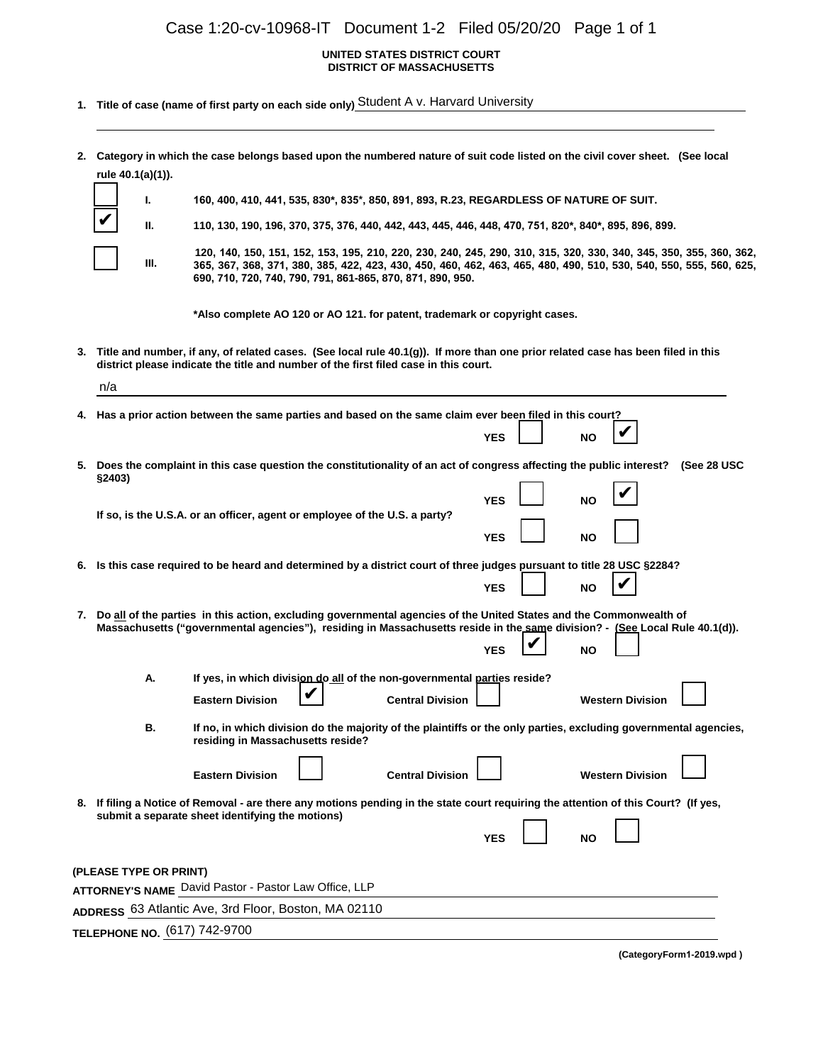**UNITED STATES DISTRICT COURT**
**DISTRICT OF MASSACHUSETTS**

1. **Title of case (name of first party on each side only)** Student A v. Harvard University

2. **Category in which the case belongs based upon the numbered nature of suit code listed on the civil cover sheet. (See local rule 40.1(a)(1)).**

| | | |
|---|---|---|
| ☐ | I. | 160, 400, 410, 441, 535, 830*, 835*, 850, 891, 893, R.23, REGARDLESS OF NATURE OF SUIT. |
| ☑ | II. | 110, 130, 190, 196, 370, 375, 376, 440, 442, 443, 445, 446, 448, 470, 751, 820*, 840*, 895, 896, 899. |
| ☐ | III. | 120, 140, 150, 151, 152, 153, 195, 210, 220, 230, 240, 245, 290, 310, 315, 320, 330, 340, 345, 350, 355, 360, 362, 365, 367, 368, 371, 380, 385, 422, 423, 430, 450, 460, 462, 463, 465, 480, 490, 510, 530, 540, 550, 555, 560, 625, 690, 710, 720, 740, 790, 791, 861-865, 870, 871, 890, 950. |

**\*Also complete AO 120 or AO 121. for patent, trademark or copyright cases.**

3. **Title and number, if any, of related cases. (See local rule 40.1(g)). If more than one prior related case has been filed in this district please indicate the title and number of the first filed case in this court.**

   n/a

4. **Has a prior action between the same parties and based on the same claim ever been filed in this court?**

   YES ☐ NO ☑

5. **Does the complaint in this case question the constitutionality of an act of congress affecting the public interest? (See 28 USC §2403)**

   YES ☐ NO ☑

   **If so, is the U.S.A. or an officer, agent or employee of the U.S. a party?**

   YES ☐ NO ☐

6. **Is this case required to be heard and determined by a district court of three judges pursuant to title 28 USC §2284?**

   YES ☐ NO ☑

7. **Do all of the parties in this action, excluding governmental agencies of the United States and the Commonwealth of Massachusetts ("governmental agencies"), residing in Massachusetts reside in the same division? - (See Local Rule 40.1(d)).**

   YES ☑ NO ☐

   **A. If yes, in which division do all of the non-governmental parties reside?**

   Eastern Division ☑ Central Division ☐ Western Division ☐

   **B. If no, in which division do the majority of the plaintiffs or the only parties, excluding governmental agencies, residing in Massachusetts reside?**

   Eastern Division ☐ Central Division ☐ Western Division ☐

8. **If filing a Notice of Removal - are there any motions pending in the state court requiring the attention of this Court? (If yes, submit a separate sheet identifying the motions)**

   YES ☐ NO ☐

**(PLEASE TYPE OR PRINT)**

**ATTORNEY'S NAME** David Pastor - Pastor Law Office, LLP

**ADDRESS** 63 Atlantic Ave, 3rd Floor, Boston, MA 02110

**TELEPHONE NO.** (617) 742-9700

**(CategoryForm1-2019.wpd )**